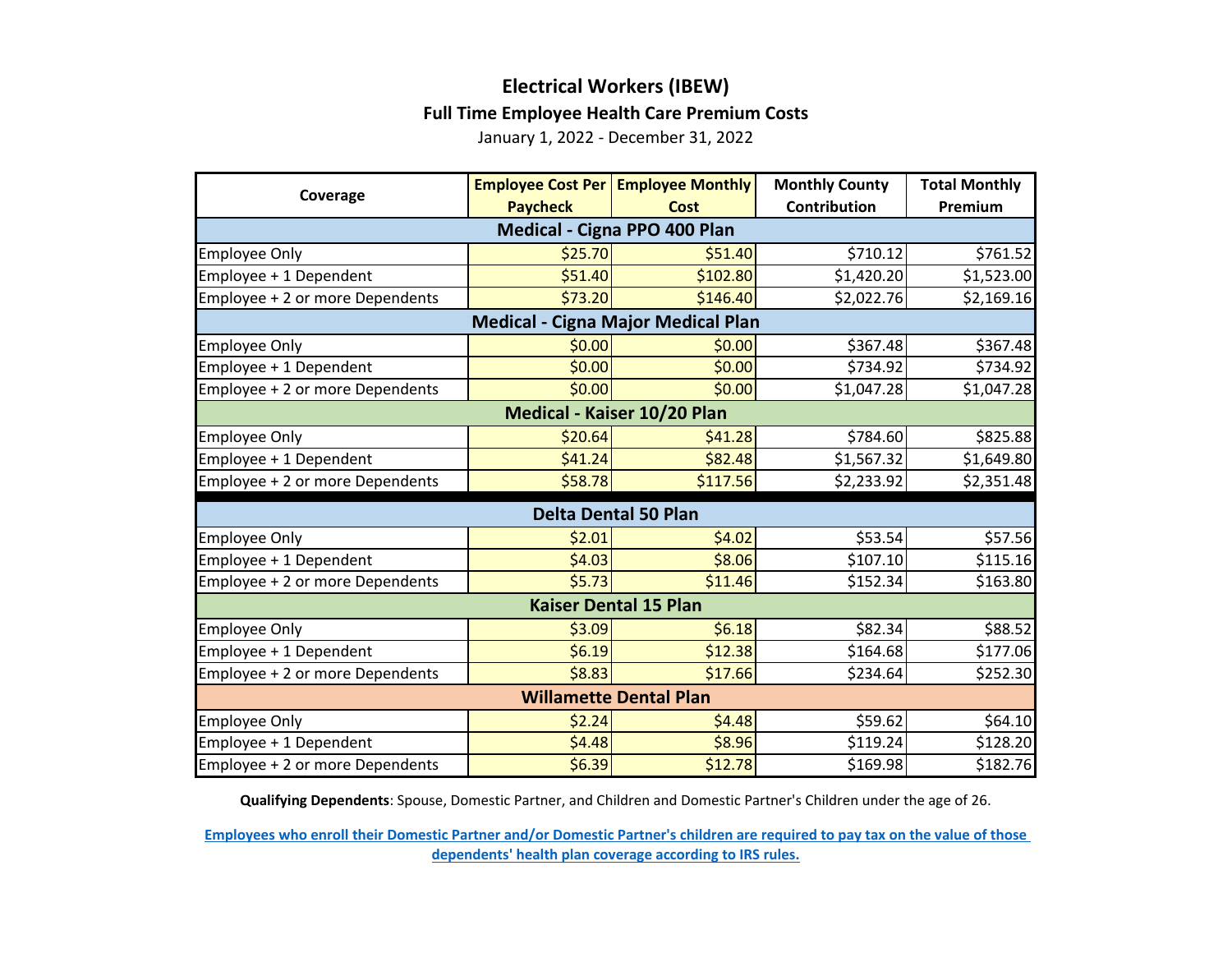# Electrical Workers (IBEW)

## Full Time Employee Health Care Premium Costs

January 1, 2022 - December 31, 2022

| Coverage | Employee Cost Per Paycheck | Employee Monthly Cost | Monthly County Contribution | Total Monthly Premium |
|---|---|---|---|---|
| **Medical - Cigna PPO 400 Plan** | | | | |
| Employee Only | $25.70 | $51.40 | $710.12 | $761.52 |
| Employee + 1 Dependent | $51.40 | $102.80 | $1,420.20 | $1,523.00 |
| Employee + 2 or more Dependents | $73.20 | $146.40 | $2,022.76 | $2,169.16 |
| **Medical - Cigna Major Medical Plan** | | | | |
| Employee Only | $0.00 | $0.00 | $367.48 | $367.48 |
| Employee + 1 Dependent | $0.00 | $0.00 | $734.92 | $734.92 |
| Employee + 2 or more Dependents | $0.00 | $0.00 | $1,047.28 | $1,047.28 |
| **Medical - Kaiser 10/20 Plan** | | | | |
| Employee Only | $20.64 | $41.28 | $784.60 | $825.88 |
| Employee + 1 Dependent | $41.24 | $82.48 | $1,567.32 | $1,649.80 |
| Employee + 2 or more Dependents | $58.78 | $117.56 | $2,233.92 | $2,351.48 |
| **Delta Dental 50 Plan** | | | | |
| Employee Only | $2.01 | $4.02 | $53.54 | $57.56 |
| Employee + 1 Dependent | $4.03 | $8.06 | $107.10 | $115.16 |
| Employee + 2 or more Dependents | $5.73 | $11.46 | $152.34 | $163.80 |
| **Kaiser Dental 15 Plan** | | | | |
| Employee Only | $3.09 | $6.18 | $82.34 | $88.52 |
| Employee + 1 Dependent | $6.19 | $12.38 | $164.68 | $177.06 |
| Employee + 2 or more Dependents | $8.83 | $17.66 | $234.64 | $252.30 |
| **Willamette Dental Plan** | | | | |
| Employee Only | $2.24 | $4.48 | $59.62 | $64.10 |
| Employee + 1 Dependent | $4.48 | $8.96 | $119.24 | $128.20 |
| Employee + 2 or more Dependents | $6.39 | $12.78 | $169.98 | $182.76 |

**Qualifying Dependents**: Spouse, Domestic Partner, and Children and Domestic Partner's Children under the age of 26.

**Employees who enroll their Domestic Partner and/or Domestic Partner's children are required to pay tax on the value of those dependents' health plan coverage according to IRS rules.**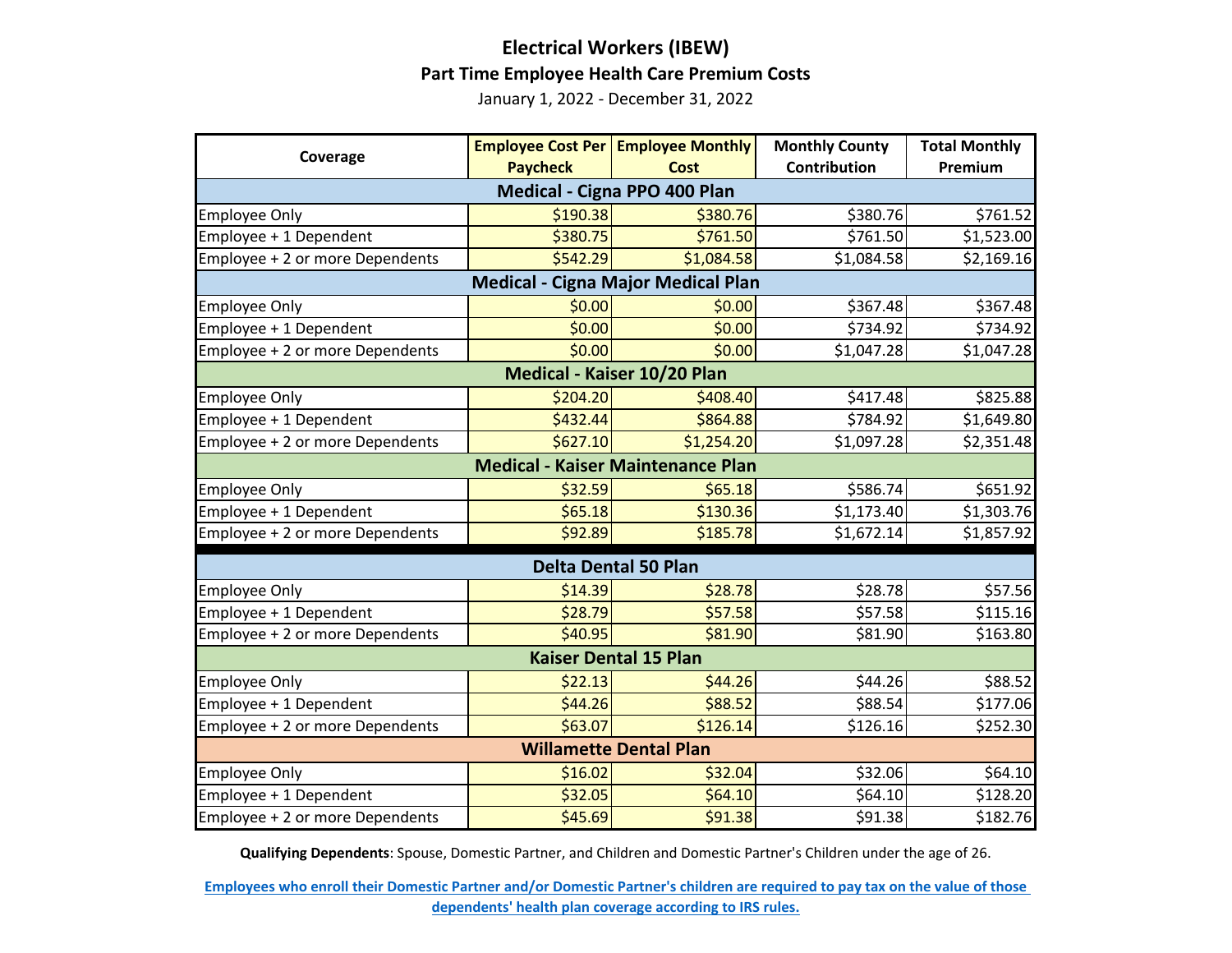## Electrical Workers (IBEW)

### Part Time Employee Health Care Premium Costs

January 1, 2022 - December 31, 2022

| Coverage | Employee Cost Per Paycheck | Employee Monthly Cost | Monthly County Contribution | Total Monthly Premium |
|---|---|---|---|---|
| **Medical - Cigna PPO 400 Plan** | | | | |
| Employee Only | $190.38 | $380.76 | $380.76 | $761.52 |
| Employee + 1 Dependent | $380.75 | $761.50 | $761.50 | $1,523.00 |
| Employee + 2 or more Dependents | $542.29 | $1,084.58 | $1,084.58 | $2,169.16 |
| **Medical - Cigna Major Medical Plan** | | | | |
| Employee Only | $0.00 | $0.00 | $367.48 | $367.48 |
| Employee + 1 Dependent | $0.00 | $0.00 | $734.92 | $734.92 |
| Employee + 2 or more Dependents | $0.00 | $0.00 | $1,047.28 | $1,047.28 |
| **Medical - Kaiser 10/20 Plan** | | | | |
| Employee Only | $204.20 | $408.40 | $417.48 | $825.88 |
| Employee + 1 Dependent | $432.44 | $864.88 | $784.92 | $1,649.80 |
| Employee + 2 or more Dependents | $627.10 | $1,254.20 | $1,097.28 | $2,351.48 |
| **Medical - Kaiser Maintenance Plan** | | | | |
| Employee Only | $32.59 | $65.18 | $586.74 | $651.92 |
| Employee + 1 Dependent | $65.18 | $130.36 | $1,173.40 | $1,303.76 |
| Employee + 2 or more Dependents | $92.89 | $185.78 | $1,672.14 | $1,857.92 |
| **Delta Dental 50 Plan** | | | | |
| Employee Only | $14.39 | $28.78 | $28.78 | $57.56 |
| Employee + 1 Dependent | $28.79 | $57.58 | $57.58 | $115.16 |
| Employee + 2 or more Dependents | $40.95 | $81.90 | $81.90 | $163.80 |
| **Kaiser Dental 15 Plan** | | | | |
| Employee Only | $22.13 | $44.26 | $44.26 | $88.52 |
| Employee + 1 Dependent | $44.26 | $88.52 | $88.54 | $177.06 |
| Employee + 2 or more Dependents | $63.07 | $126.14 | $126.16 | $252.30 |
| **Willamette Dental Plan** | | | | |
| Employee Only | $16.02 | $32.04 | $32.06 | $64.10 |
| Employee + 1 Dependent | $32.05 | $64.10 | $64.10 | $128.20 |
| Employee + 2 or more Dependents | $45.69 | $91.38 | $91.38 | $182.76 |

**Qualifying Dependents**: Spouse, Domestic Partner, and Children and Domestic Partner's Children under the age of 26.

**Employees who enroll their Domestic Partner and/or Domestic Partner's children are required to pay tax on the value of those dependents' health plan coverage according to IRS rules.**